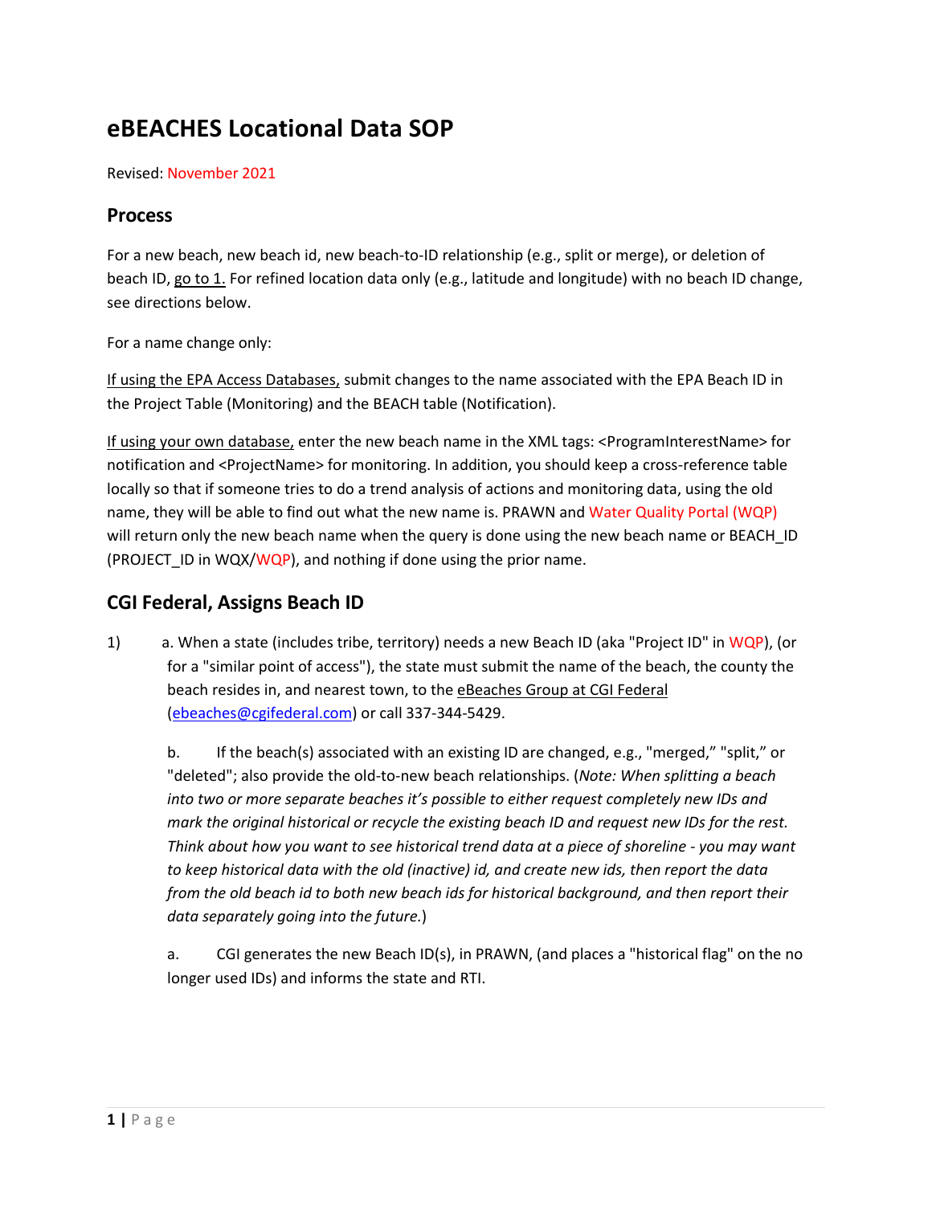# eBEACHES Locational Data SOP

Revised: November 2021

## Process

For a new beach, new beach id, new beach-to-ID relationship (e.g., split or merge), or deletion of beach ID, go to 1. For refined location data only (e.g., latitude and longitude) with no beach ID change, see directions below.

For a name change only:

If using the EPA Access Databases, submit changes to the name associated with the EPA Beach ID in the Project Table (Monitoring) and the BEACH table (Notification).

If using your own database, enter the new beach name in the XML tags: <ProgramInterestName> for notification and <ProjectName> for monitoring. In addition, you should keep a cross-reference table locally so that if someone tries to do a trend analysis of actions and monitoring data, using the old name, they will be able to find out what the new name is. PRAWN and Water Quality Portal (WQP) will return only the new beach name when the query is done using the new beach name or BEACH_ID (PROJECT_ID in WQX/WQP), and nothing if done using the prior name.

## CGI Federal, Assigns Beach ID

1) a. When a state (includes tribe, territory) needs a new Beach ID (aka "Project ID" in WQP), (or for a "similar point of access"), the state must submit the name of the beach, the county the beach resides in, and nearest town, to the eBeaches Group at CGI Federal (ebeaches@cgifederal.com) or call 337-344-5429.

   b. If the beach(s) associated with an existing ID are changed, e.g., "merged," "split," or "deleted"; also provide the old-to-new beach relationships. (*Note: When splitting a beach into two or more separate beaches it's possible to either request completely new IDs and mark the original historical or recycle the existing beach ID and request new IDs for the rest. Think about how you want to see historical trend data at a piece of shoreline - you may want to keep historical data with the old (inactive) id, and create new ids, then report the data from the old beach id to both new beach ids for historical background, and then report their data separately going into the future.*)

   a. CGI generates the new Beach ID(s), in PRAWN, (and places a "historical flag" on the no longer used IDs) and informs the state and RTI.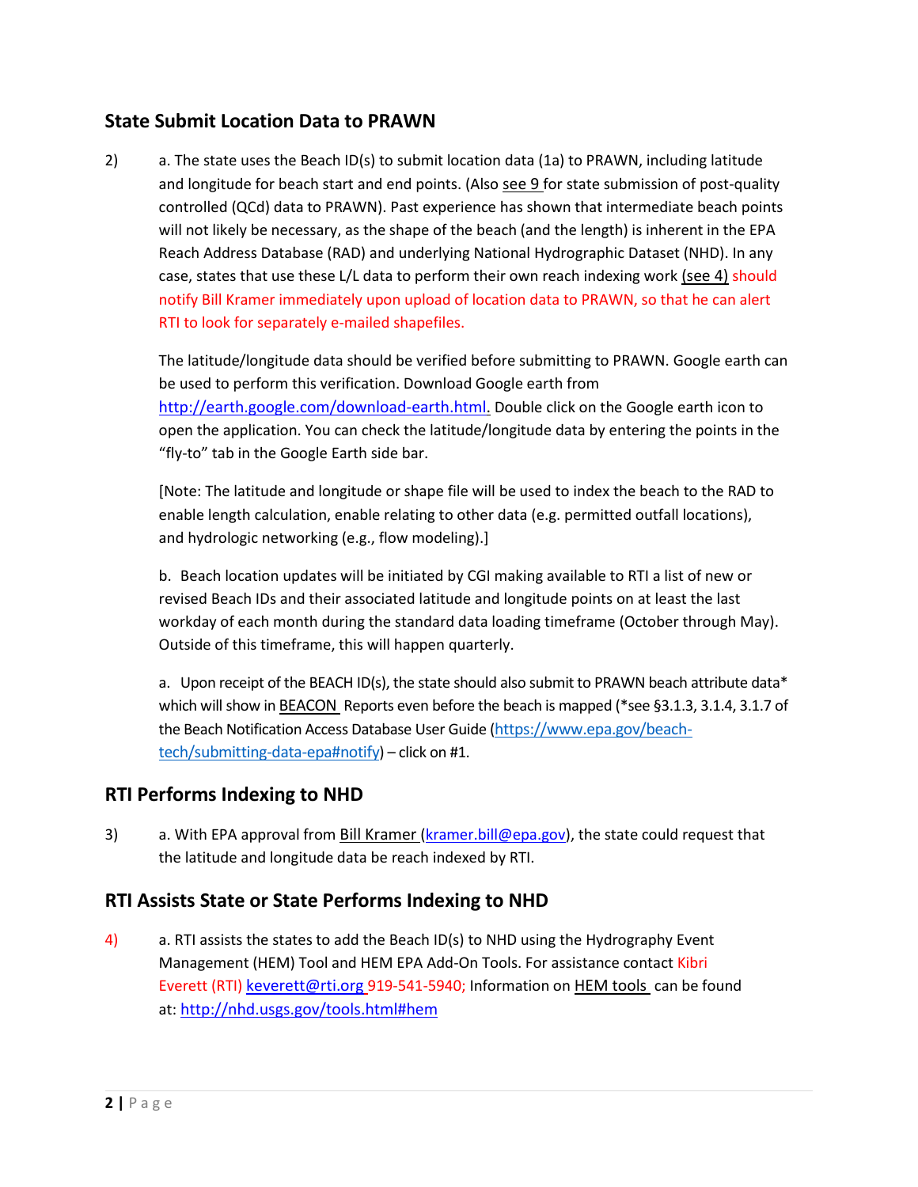## State Submit Location Data to PRAWN

2) a. The state uses the Beach ID(s) to submit location data (1a) to PRAWN, including latitude and longitude for beach start and end points. (Also see 9 for state submission of post-quality controlled (QCd) data to PRAWN). Past experience has shown that intermediate beach points will not likely be necessary, as the shape of the beach (and the length) is inherent in the EPA Reach Address Database (RAD) and underlying National Hydrographic Dataset (NHD). In any case, states that use these L/L data to perform their own reach indexing work (see 4) should notify Bill Kramer immediately upon upload of location data to PRAWN, so that he can alert RTI to look for separately e-mailed shapefiles.

   The latitude/longitude data should be verified before submitting to PRAWN. Google earth can be used to perform this verification. Download Google earth from http://earth.google.com/download-earth.html. Double click on the Google earth icon to open the application. You can check the latitude/longitude data by entering the points in the "fly-to" tab in the Google Earth side bar.

   [Note: The latitude and longitude or shape file will be used to index the beach to the RAD to enable length calculation, enable relating to other data (e.g. permitted outfall locations), and hydrologic networking (e.g., flow modeling).]

   b. Beach location updates will be initiated by CGI making available to RTI a list of new or revised Beach IDs and their associated latitude and longitude points on at least the last workday of each month during the standard data loading timeframe (October through May). Outside of this timeframe, this will happen quarterly.

   a. Upon receipt of the BEACH ID(s), the state should also submit to PRAWN beach attribute data* which will show in BEACON Reports even before the beach is mapped (*see §3.1.3, 3.1.4, 3.1.7 of the Beach Notification Access Database User Guide (https://www.epa.gov/beach-tech/submitting-data-epa#notify) – click on #1.

## RTI Performs Indexing to NHD

3) a. With EPA approval from Bill Kramer (kramer.bill@epa.gov), the state could request that the latitude and longitude data be reach indexed by RTI.

## RTI Assists State or State Performs Indexing to NHD

4) a. RTI assists the states to add the Beach ID(s) to NHD using the Hydrography Event Management (HEM) Tool and HEM EPA Add-On Tools. For assistance contact Kibri Everett (RTI) keverett@rti.org 919-541-5940; Information on HEM tools can be found at: http://nhd.usgs.gov/tools.html#hem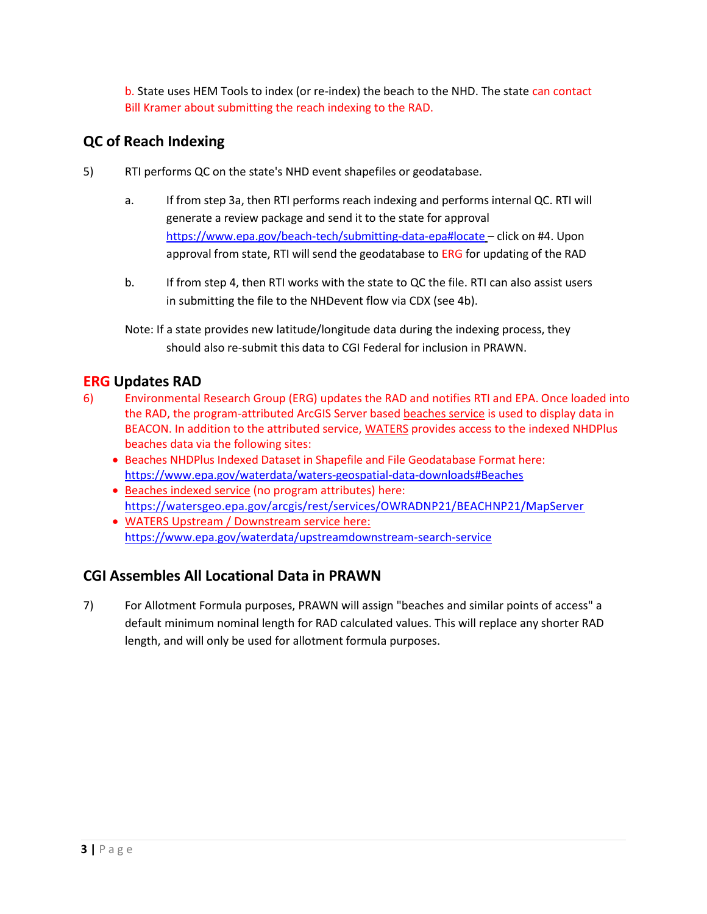b. State uses HEM Tools to index (or re-index) the beach to the NHD. The state can contact Bill Kramer about submitting the reach indexing to the RAD.

## QC of Reach Indexing

5) RTI performs QC on the state's NHD event shapefiles or geodatabase.

   a. If from step 3a, then RTI performs reach indexing and performs internal QC. RTI will generate a review package and send it to the state for approval https://www.epa.gov/beach-tech/submitting-data-epa#locate – click on #4. Upon approval from state, RTI will send the geodatabase to ERG for updating of the RAD

   b. If from step 4, then RTI works with the state to QC the file. RTI can also assist users in submitting the file to the NHDevent flow via CDX (see 4b).

   Note: If a state provides new latitude/longitude data during the indexing process, they should also re-submit this data to CGI Federal for inclusion in PRAWN.

## ERG Updates RAD

6) Environmental Research Group (ERG) updates the RAD and notifies RTI and EPA. Once loaded into the RAD, the program-attributed ArcGIS Server based beaches service is used to display data in BEACON. In addition to the attributed service, WATERS provides access to the indexed NHDPlus beaches data via the following sites:

   - Beaches NHDPlus Indexed Dataset in Shapefile and File Geodatabase Format here: https://www.epa.gov/waterdata/waters-geospatial-data-downloads#Beaches
   - Beaches indexed service (no program attributes) here: https://watersgeo.epa.gov/arcgis/rest/services/OWRADNP21/BEACHNP21/MapServer
   - WATERS Upstream / Downstream service here: https://www.epa.gov/waterdata/upstreamdownstream-search-service

## CGI Assembles All Locational Data in PRAWN

7) For Allotment Formula purposes, PRAWN will assign "beaches and similar points of access" a default minimum nominal length for RAD calculated values. This will replace any shorter RAD length, and will only be used for allotment formula purposes.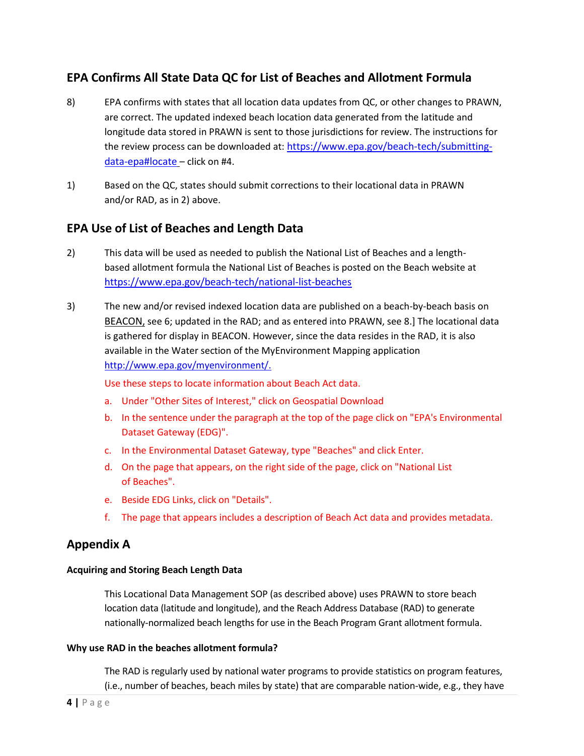## EPA Confirms All State Data QC for List of Beaches and Allotment Formula

8) EPA confirms with states that all location data updates from QC, or other changes to PRAWN, are correct. The updated indexed beach location data generated from the latitude and longitude data stored in PRAWN is sent to those jurisdictions for review. The instructions for the review process can be downloaded at: [https://www.epa.gov/beach-tech/submitting-data-epa#locate](https://www.epa.gov/beach-tech/submitting-data-epa#locate) – click on #4.

1) Based on the QC, states should submit corrections to their locational data in PRAWN and/or RAD, as in 2) above.

## EPA Use of List of Beaches and Length Data

2) This data will be used as needed to publish the National List of Beaches and a length-based allotment formula the National List of Beaches is posted on the Beach website at [https://www.epa.gov/beach-tech/national-list-beaches](https://www.epa.gov/beach-tech/national-list-beaches)

3) The new and/or revised indexed location data are published on a beach-by-beach basis on BEACON, see 6; updated in the RAD; and as entered into PRAWN, see 8.] The locational data is gathered for display in BEACON. However, since the data resides in the RAD, it is also available in the Water section of the MyEnvironment Mapping application [http://www.epa.gov/myenvironment/.](http://www.epa.gov/myenvironment/)

   Use these steps to locate information about Beach Act data.

   a. Under "Other Sites of Interest," click on Geospatial Download
   b. In the sentence under the paragraph at the top of the page click on "EPA's Environmental Dataset Gateway (EDG)".
   c. In the Environmental Dataset Gateway, type "Beaches" and click Enter.
   d. On the page that appears, on the right side of the page, click on "National List of Beaches".
   e. Beside EDG Links, click on "Details".
   f. The page that appears includes a description of Beach Act data and provides metadata.

## Appendix A

#### Acquiring and Storing Beach Length Data

This Locational Data Management SOP (as described above) uses PRAWN to store beach location data (latitude and longitude), and the Reach Address Database (RAD) to generate nationally-normalized beach lengths for use in the Beach Program Grant allotment formula.

#### Why use RAD in the beaches allotment formula?

The RAD is regularly used by national water programs to provide statistics on program features, (i.e., number of beaches, beach miles by state) that are comparable nation-wide, e.g., they have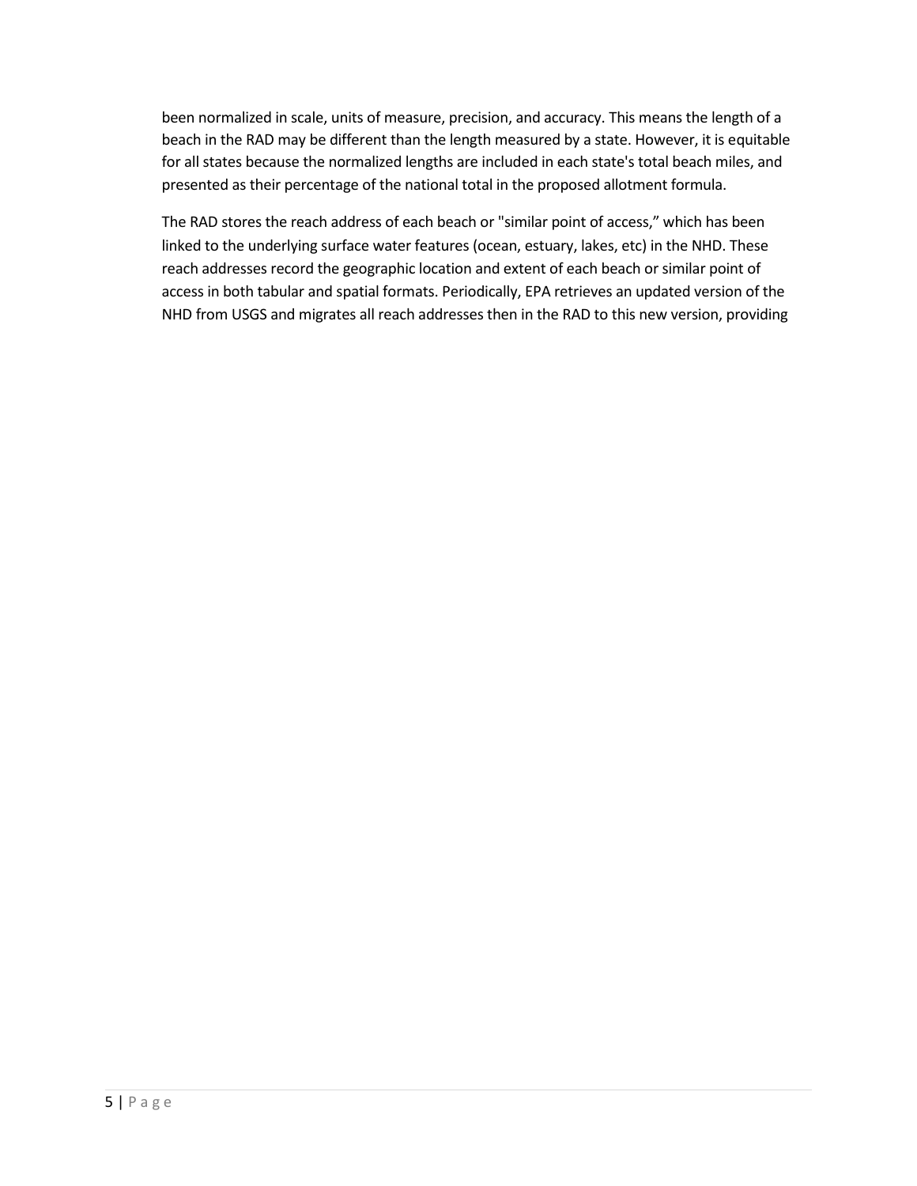been normalized in scale, units of measure, precision, and accuracy. This means the length of a beach in the RAD may be different than the length measured by a state. However, it is equitable for all states because the normalized lengths are included in each state's total beach miles, and presented as their percentage of the national total in the proposed allotment formula.

The RAD stores the reach address of each beach or "similar point of access," which has been linked to the underlying surface water features (ocean, estuary, lakes, etc) in the NHD. These reach addresses record the geographic location and extent of each beach or similar point of access in both tabular and spatial formats. Periodically, EPA retrieves an updated version of the NHD from USGS and migrates all reach addresses then in the RAD to this new version, providing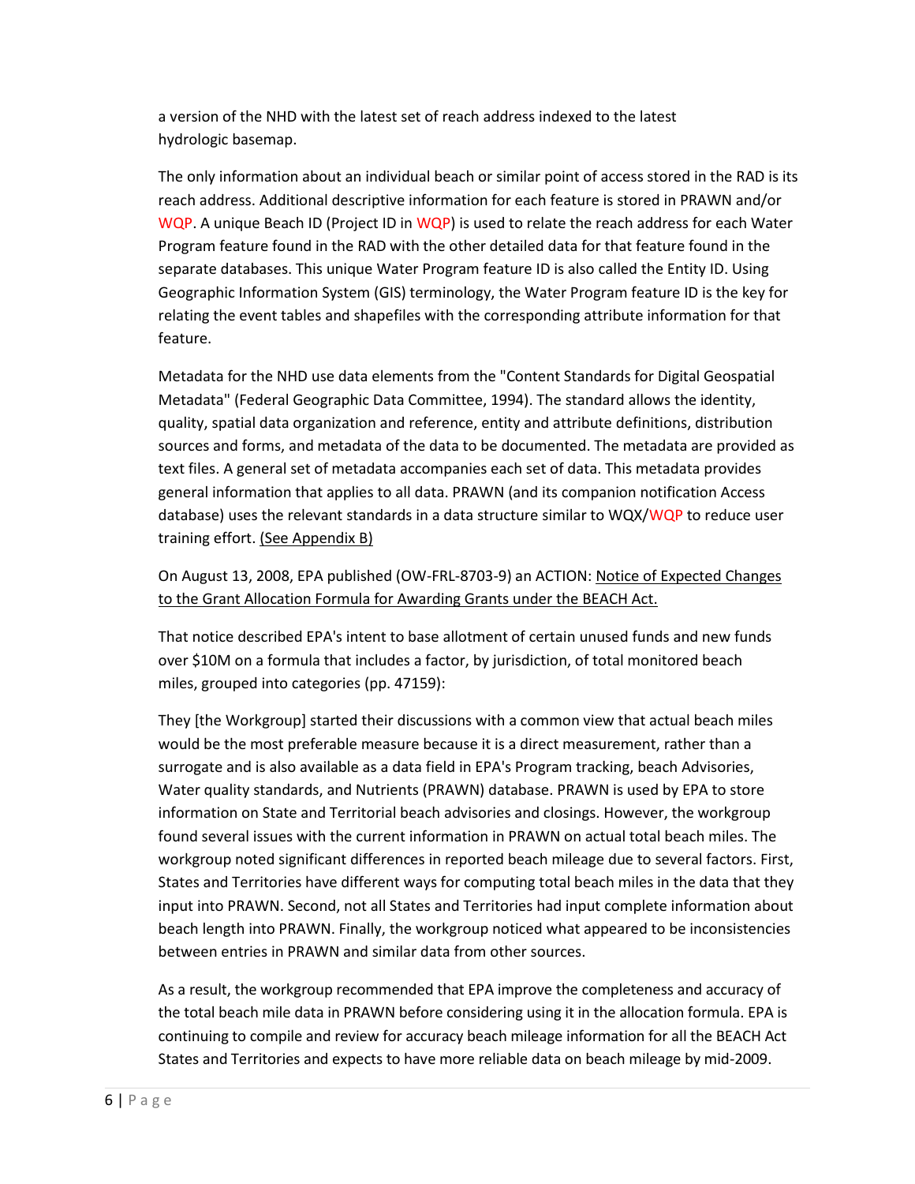a version of the NHD with the latest set of reach address indexed to the latest hydrologic basemap.

The only information about an individual beach or similar point of access stored in the RAD is its reach address. Additional descriptive information for each feature is stored in PRAWN and/or WQP. A unique Beach ID (Project ID in WQP) is used to relate the reach address for each Water Program feature found in the RAD with the other detailed data for that feature found in the separate databases. This unique Water Program feature ID is also called the Entity ID. Using Geographic Information System (GIS) terminology, the Water Program feature ID is the key for relating the event tables and shapefiles with the corresponding attribute information for that feature.

Metadata for the NHD use data elements from the "Content Standards for Digital Geospatial Metadata" (Federal Geographic Data Committee, 1994). The standard allows the identity, quality, spatial data organization and reference, entity and attribute definitions, distribution sources and forms, and metadata of the data to be documented. The metadata are provided as text files. A general set of metadata accompanies each set of data. This metadata provides general information that applies to all data. PRAWN (and its companion notification Access database) uses the relevant standards in a data structure similar to WQX/WQP to reduce user training effort. (See Appendix B)

On August 13, 2008, EPA published (OW-FRL-8703-9) an ACTION: Notice of Expected Changes to the Grant Allocation Formula for Awarding Grants under the BEACH Act.

That notice described EPA's intent to base allotment of certain unused funds and new funds over $10M on a formula that includes a factor, by jurisdiction, of total monitored beach miles, grouped into categories (pp. 47159):

They [the Workgroup] started their discussions with a common view that actual beach miles would be the most preferable measure because it is a direct measurement, rather than a surrogate and is also available as a data field in EPA's Program tracking, beach Advisories, Water quality standards, and Nutrients (PRAWN) database. PRAWN is used by EPA to store information on State and Territorial beach advisories and closings. However, the workgroup found several issues with the current information in PRAWN on actual total beach miles. The workgroup noted significant differences in reported beach mileage due to several factors. First, States and Territories have different ways for computing total beach miles in the data that they input into PRAWN. Second, not all States and Territories had input complete information about beach length into PRAWN. Finally, the workgroup noticed what appeared to be inconsistencies between entries in PRAWN and similar data from other sources.

As a result, the workgroup recommended that EPA improve the completeness and accuracy of the total beach mile data in PRAWN before considering using it in the allocation formula. EPA is continuing to compile and review for accuracy beach mileage information for all the BEACH Act States and Territories and expects to have more reliable data on beach mileage by mid-2009.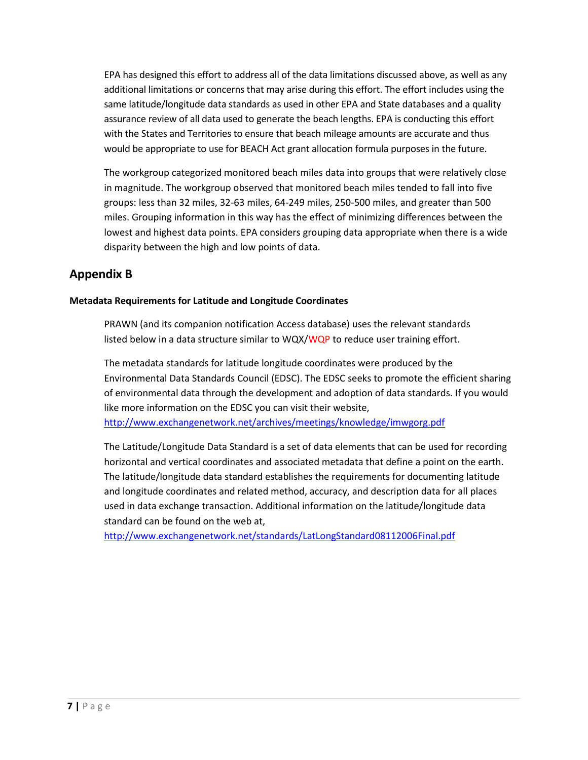EPA has designed this effort to address all of the data limitations discussed above, as well as any additional limitations or concerns that may arise during this effort. The effort includes using the same latitude/longitude data standards as used in other EPA and State databases and a quality assurance review of all data used to generate the beach lengths. EPA is conducting this effort with the States and Territories to ensure that beach mileage amounts are accurate and thus would be appropriate to use for BEACH Act grant allocation formula purposes in the future.

The workgroup categorized monitored beach miles data into groups that were relatively close in magnitude. The workgroup observed that monitored beach miles tended to fall into five groups: less than 32 miles, 32-63 miles, 64-249 miles, 250-500 miles, and greater than 500 miles. Grouping information in this way has the effect of minimizing differences between the lowest and highest data points. EPA considers grouping data appropriate when there is a wide disparity between the high and low points of data.

## Appendix B

**Metadata Requirements for Latitude and Longitude Coordinates**

PRAWN (and its companion notification Access database) uses the relevant standards listed below in a data structure similar to WQX/WQP to reduce user training effort.

The metadata standards for latitude longitude coordinates were produced by the Environmental Data Standards Council (EDSC). The EDSC seeks to promote the efficient sharing of environmental data through the development and adoption of data standards. If you would like more information on the EDSC you can visit their website, http://www.exchangenetwork.net/archives/meetings/knowledge/imwgorg.pdf

The Latitude/Longitude Data Standard is a set of data elements that can be used for recording horizontal and vertical coordinates and associated metadata that define a point on the earth. The latitude/longitude data standard establishes the requirements for documenting latitude and longitude coordinates and related method, accuracy, and description data for all places used in data exchange transaction. Additional information on the latitude/longitude data standard can be found on the web at, http://www.exchangenetwork.net/standards/LatLongStandard08112006Final.pdf